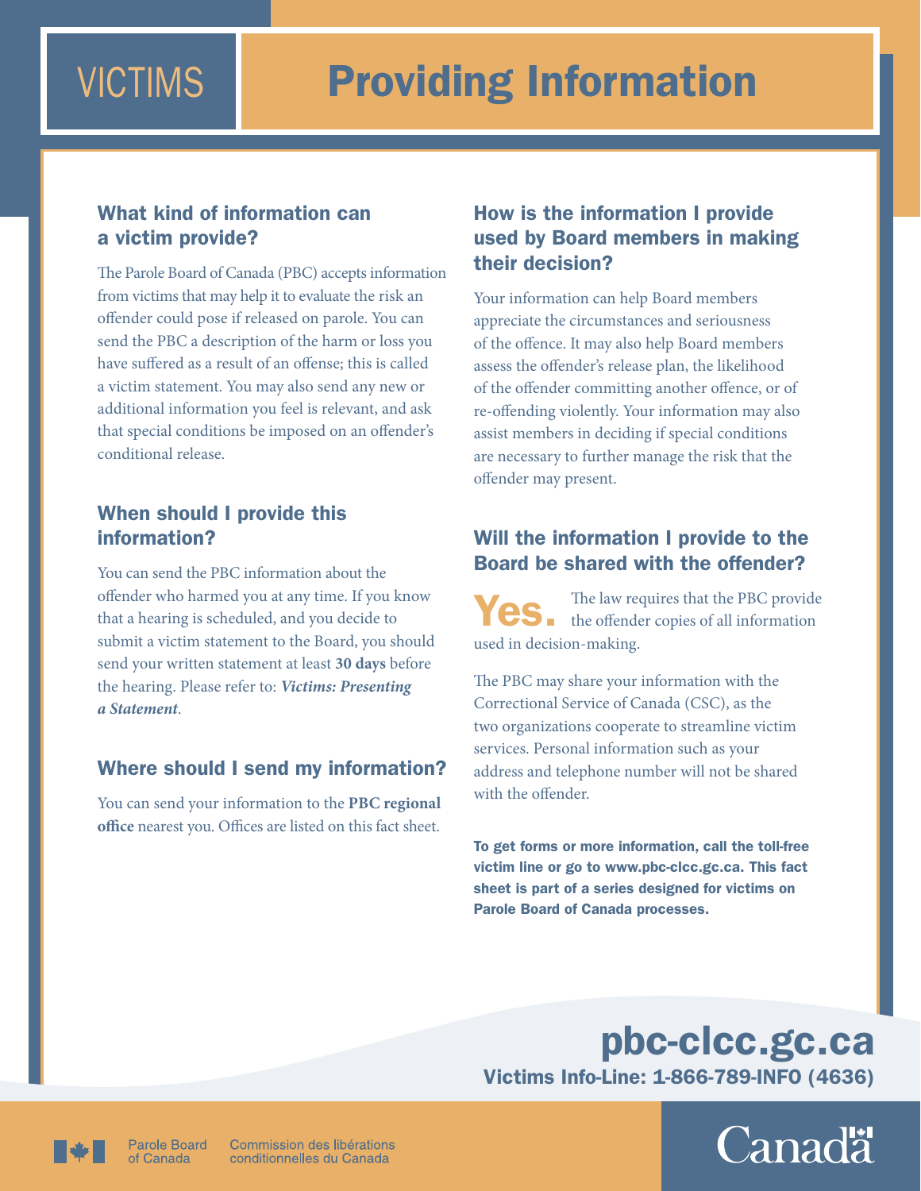# VICTIMS Providing Information

## What kind of information can a victim provide?

The Parole Board of Canada (PBC) accepts information from victims that may help it to evaluate the risk an offender could pose if released on parole. You can send the PBC a description of the harm or loss you have suffered as a result of an offense; this is called a victim statement. You may also send any new or additional information you feel is relevant, and ask that special conditions be imposed on an offender's conditional release.

## When should I provide this information?

You can send the PBC information about the offender who harmed you at any time. If you know that a hearing is scheduled, and you decide to submit a victim statement to the Board, you should send your written statement at least **30 days** before the hearing. Please refer to: ***Victims: Presenting a Statement***.

## Where should I send my information?

You can send your information to the **PBC regional office** nearest you. Offices are listed on this fact sheet.

## How is the information I provide used by Board members in making their decision?

Your information can help Board members appreciate the circumstances and seriousness of the offence. It may also help Board members assess the offender's release plan, the likelihood of the offender committing another offence, or of re-offending violently. Your information may also assist members in deciding if special conditions are necessary to further manage the risk that the offender may present.

## Will the information I provide to the Board be shared with the offender?

**Yes.** The law requires that the PBC provide the offender copies of all information used in decision-making.

The PBC may share your information with the Correctional Service of Canada (CSC), as the two organizations cooperate to streamline victim services. Personal information such as your address and telephone number will not be shared with the offender.

**To get forms or more information, call the toll-free victim line or go to www.pbc-clcc.gc.ca. This fact sheet is part of a series designed for victims on Parole Board of Canada processes.**

**pbc-clcc.gc.ca**

**Victims Info-Line: 1-866-789-INFO (4636)**

Parole Board of Canada | Commission des libérations conditionnelles du Canada

Canada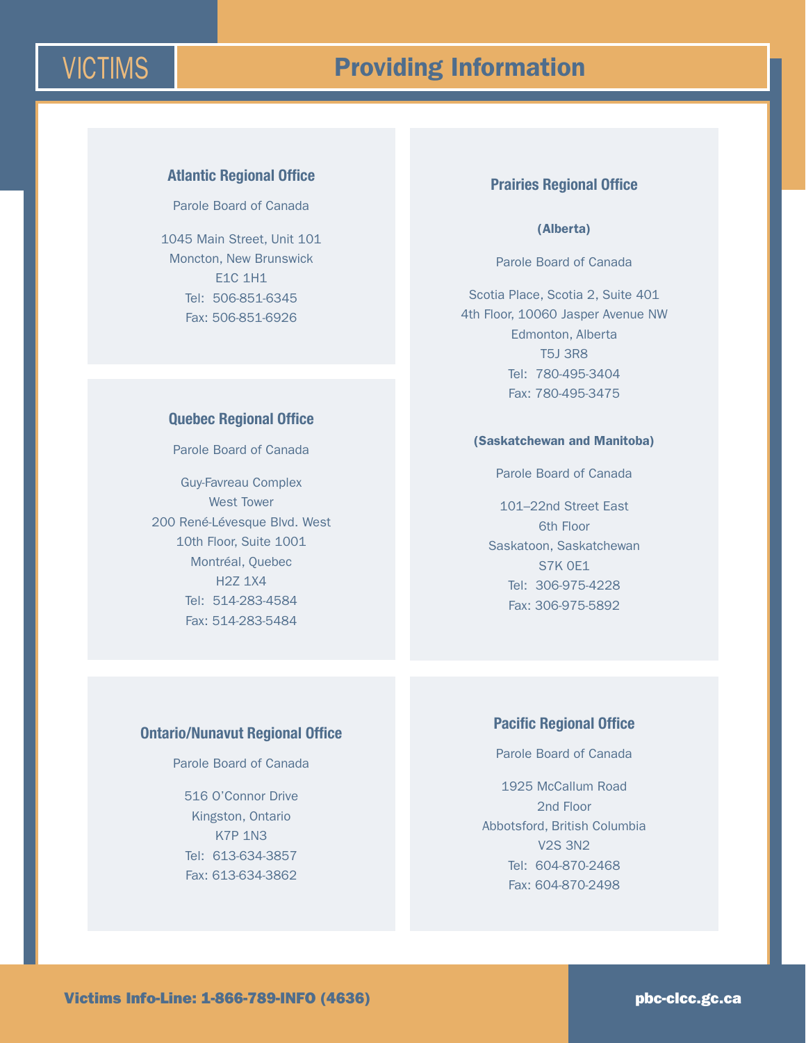# VICTIMS — Providing Information

### Atlantic Regional Office

Parole Board of Canada

1045 Main Street, Unit 101
Moncton, New Brunswick
E1C 1H1
Tel: 506-851-6345
Fax: 506-851-6926

### Quebec Regional Office

Parole Board of Canada

Guy-Favreau Complex
West Tower
200 René-Lévesque Blvd. West
10th Floor, Suite 1001
Montréal, Quebec
H2Z 1X4
Tel: 514-283-4584
Fax: 514-283-5484

### Ontario/Nunavut Regional Office

Parole Board of Canada

516 O'Connor Drive
Kingston, Ontario
K7P 1N3
Tel: 613-634-3857
Fax: 613-634-3862

### Prairies Regional Office

**(Alberta)**

Parole Board of Canada

Scotia Place, Scotia 2, Suite 401
4th Floor, 10060 Jasper Avenue NW
Edmonton, Alberta
T5J 3R8
Tel: 780-495-3404
Fax: 780-495-3475

**(Saskatchewan and Manitoba)**

Parole Board of Canada

101–22nd Street East
6th Floor
Saskatoon, Saskatchewan
S7K 0E1
Tel: 306-975-4228
Fax: 306-975-5892

### Pacific Regional Office

Parole Board of Canada

1925 McCallum Road
2nd Floor
Abbotsford, British Columbia
V2S 3N2
Tel: 604-870-2468
Fax: 604-870-2498

**Victims Info-Line: 1-866-789-INFO (4636)**

**pbc-clcc.gc.ca**